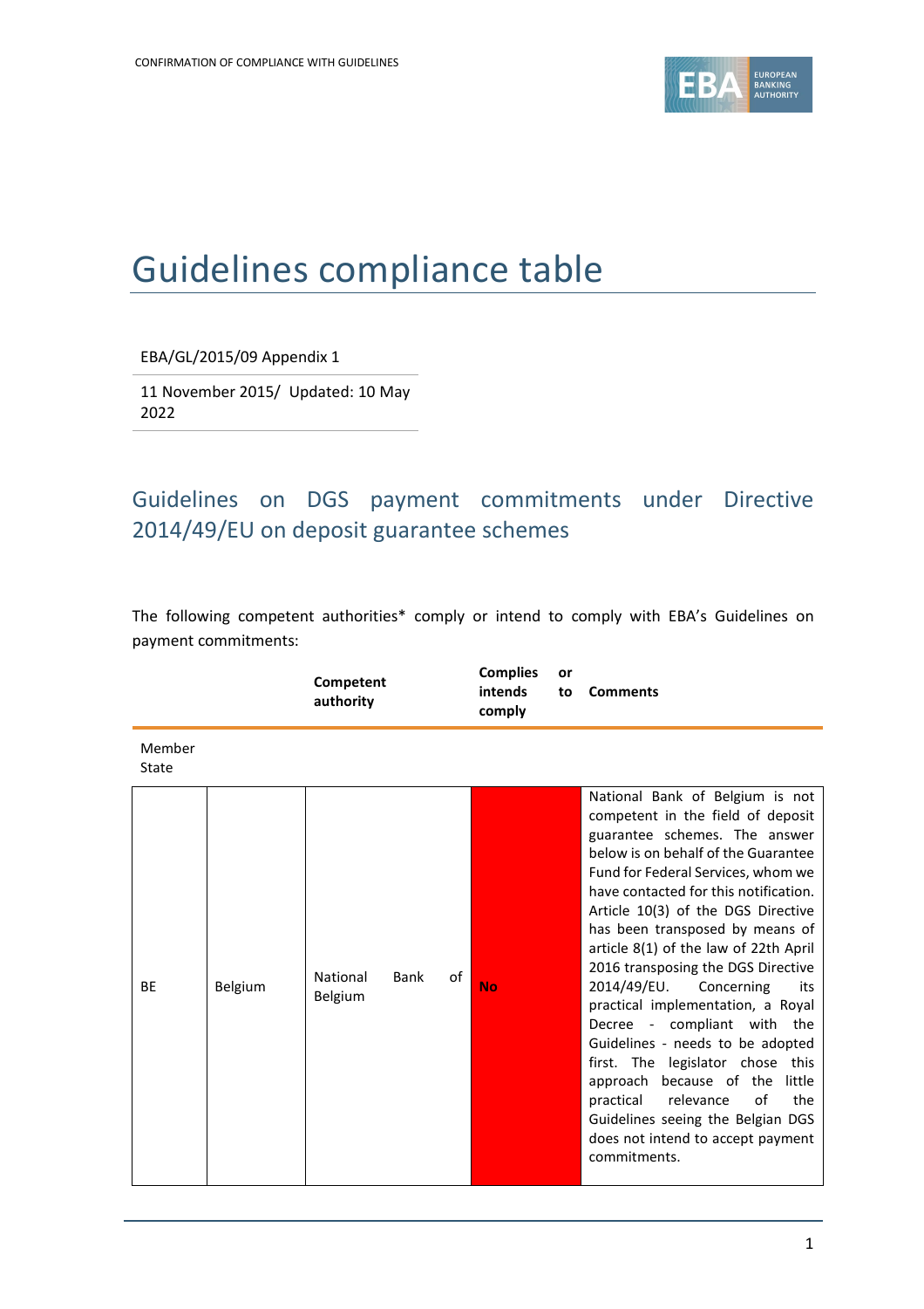# Guidelines compliance table

EBA/GL/2015/09 Appendix 1

11 November 2015/ Updated: 10 May 2022

## Guidelines on DGS payment commitments under Directive 2014/49/EU on deposit guarantee schemes

The following competent authorities* comply or intend to comply with EBA's Guidelines on payment commitments:

| Member State | | Competent authority | Complies or intends to comply | Comments |
|---|---|---|---|---|
| BE | Belgium | National Bank of Belgium | **No** | National Bank of Belgium is not competent in the field of deposit guarantee schemes. The answer below is on behalf of the Guarantee Fund for Federal Services, whom we have contacted for this notification. Article 10(3) of the DGS Directive has been transposed by means of article 8(1) of the law of 22th April 2016 transposing the DGS Directive 2014/49/EU. Concerning its practical implementation, a Royal Decree - compliant with the Guidelines - needs to be adopted first. The legislator chose this approach because of the little practical relevance of the Guidelines seeing the Belgian DGS does not intend to accept payment commitments. |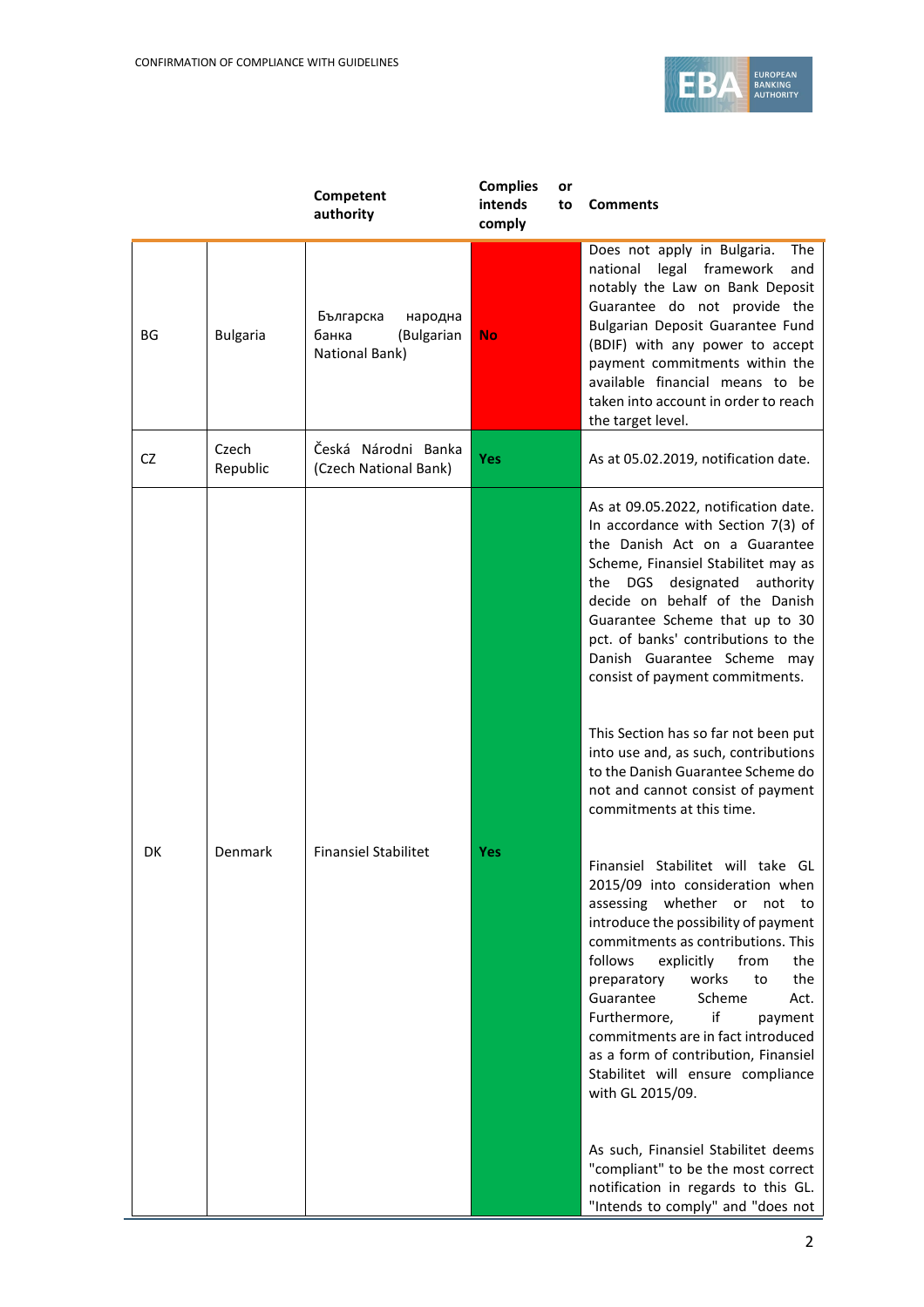| | | Competent authority | Complies or intends to comply | Comments |
|---|---|---|---|---|
| BG | Bulgaria | Българска народна банка (Bulgarian National Bank) | No | Does not apply in Bulgaria. The national legal framework and notably the Law on Bank Deposit Guarantee do not provide the Bulgarian Deposit Guarantee Fund (BDIF) with any power to accept payment commitments within the available financial means to be taken into account in order to reach the target level. |
| CZ | Czech Republic | Česká Národni Banka (Czech National Bank) | Yes | As at 05.02.2019, notification date. |
| DK | Denmark | Finansiel Stabilitet | Yes | As at 09.05.2022, notification date. In accordance with Section 7(3) of the Danish Act on a Guarantee Scheme, Finansiel Stabilitet may as the DGS designated authority decide on behalf of the Danish Guarantee Scheme that up to 30 pct. of banks' contributions to the Danish Guarantee Scheme may consist of payment commitments.<br><br>This Section has so far not been put into use and, as such, contributions to the Danish Guarantee Scheme do not and cannot consist of payment commitments at this time.<br><br>Finansiel Stabilitet will take GL 2015/09 into consideration when assessing whether or not to introduce the possibility of payment commitments as contributions. This follows explicitly from the preparatory works to the Guarantee Scheme Act. Furthermore, if payment commitments are in fact introduced as a form of contribution, Finansiel Stabilitet will ensure compliance with GL 2015/09.<br><br>As such, Finansiel Stabilitet deems "compliant" to be the most correct notification in regards to this GL. "Intends to comply" and "does not |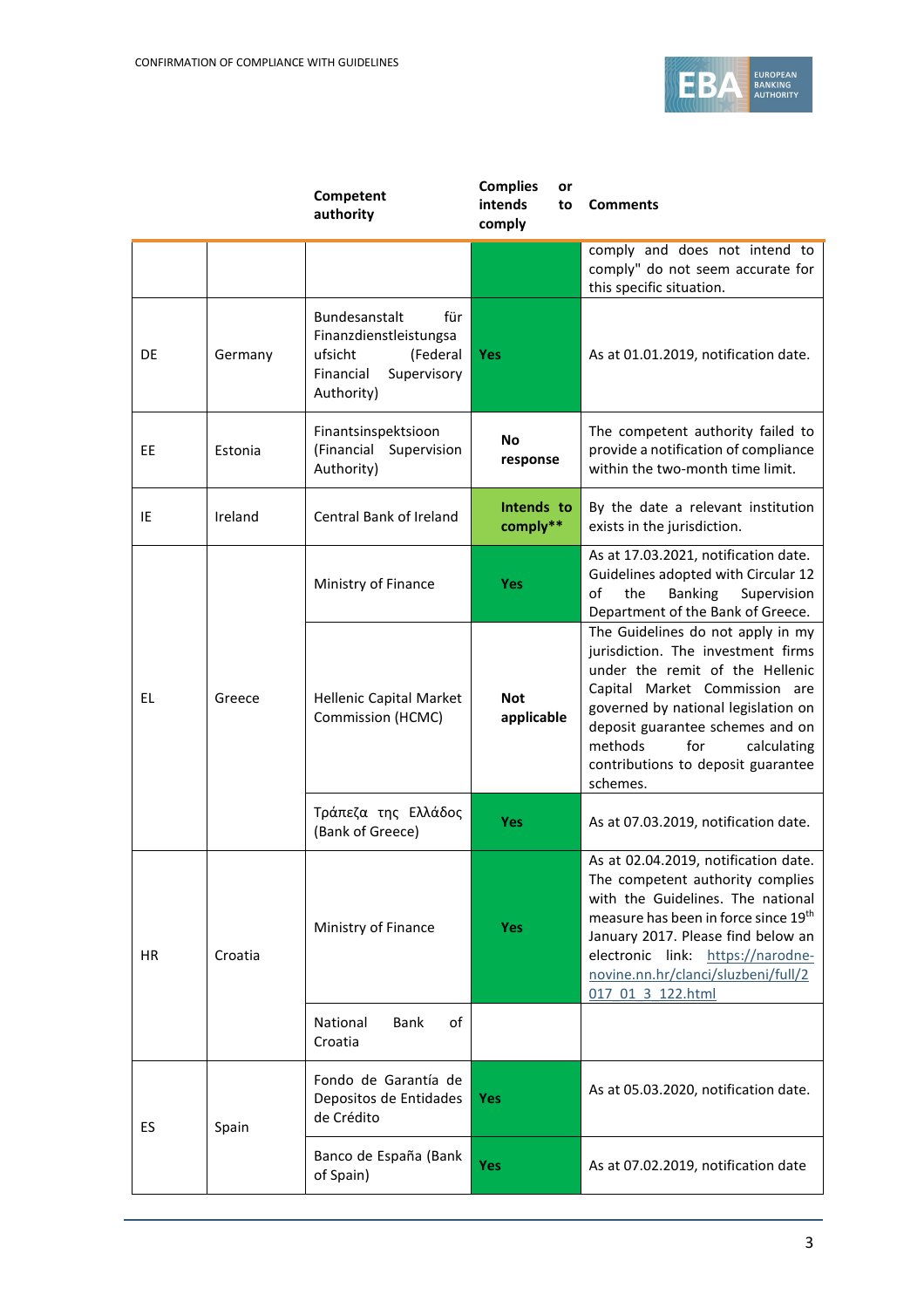| | | Competent authority | Complies or intends to comply | Comments |
|---|---|---|---|---|
| | | | | comply and does not intend to comply" do not seem accurate for this specific situation. |
| DE | Germany | Bundesanstalt für Finanzdienstleistungsaufsicht (Federal Financial Supervisory Authority) | Yes | As at 01.01.2019, notification date. |
| EE | Estonia | Finantsinspektsioon (Financial Supervision Authority) | No response | The competent authority failed to provide a notification of compliance within the two-month time limit. |
| IE | Ireland | Central Bank of Ireland | Intends to comply** | By the date a relevant institution exists in the jurisdiction. |
| EL | Greece | Ministry of Finance | Yes | As at 17.03.2021, notification date. Guidelines adopted with Circular 12 of the Banking Supervision Department of the Bank of Greece. |
| | | Hellenic Capital Market Commission (HCMC) | Not applicable | The Guidelines do not apply in my jurisdiction. The investment firms under the remit of the Hellenic Capital Market Commission are governed by national legislation on deposit guarantee schemes and on methods for calculating contributions to deposit guarantee schemes. |
| | | Τράπεζα της Ελλάδος (Bank of Greece) | Yes | As at 07.03.2019, notification date. |
| HR | Croatia | Ministry of Finance | Yes | As at 02.04.2019, notification date. The competent authority complies with the Guidelines. The national measure has been in force since 19th January 2017. Please find below an electronic link: https://narodne-novine.nn.hr/clanci/sluzbeni/full/2017_01_3_122.html |
| | | National Bank of Croatia | | |
| ES | Spain | Fondo de Garantía de Depositos de Entidades de Crédito | Yes | As at 05.03.2020, notification date. |
| | | Banco de España (Bank of Spain) | Yes | As at 07.02.2019, notification date |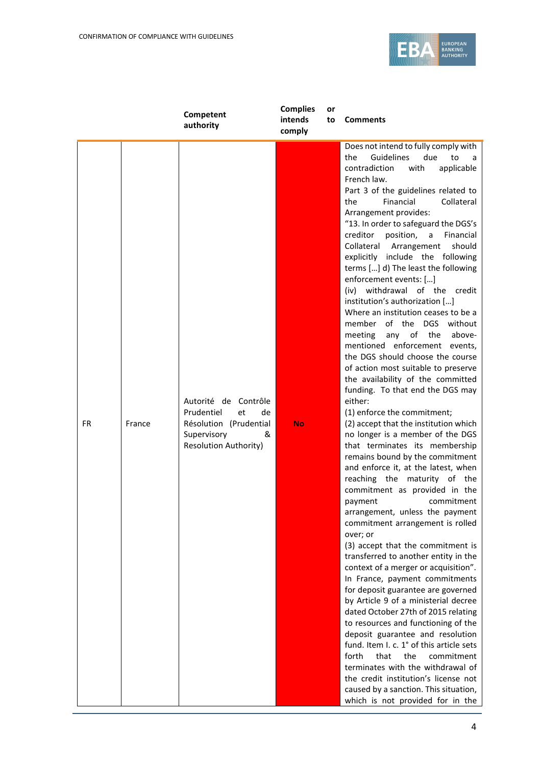| | | Competent authority | Complies or intends to comply | Comments |
|---|---|---|---|---|
| FR | France | Autorité de Contrôle Prudentiel et de Résolution (Prudential Supervisory & Resolution Authority) | **No** | Does not intend to fully comply with the Guidelines due to a contradiction with applicable French law. Part 3 of the guidelines related to the Financial Collateral Arrangement provides: "13. In order to safeguard the DGS's creditor position, a Financial Collateral Arrangement should explicitly include the following terms […] d) The least the following enforcement events: […] (iv) withdrawal of the credit institution's authorization […] Where an institution ceases to be a member of the DGS without meeting any of the above-mentioned enforcement events, the DGS should choose the course of action most suitable to preserve the availability of the committed funding. To that end the DGS may either: (1) enforce the commitment; (2) accept that the institution which no longer is a member of the DGS that terminates its membership remains bound by the commitment and enforce it, at the latest, when reaching the maturity of the commitment as provided in the payment commitment arrangement, unless the payment commitment arrangement is rolled over; or (3) accept that the commitment is transferred to another entity in the context of a merger or acquisition". In France, payment commitments for deposit guarantee are governed by Article 9 of a ministerial decree dated October 27th of 2015 relating to resources and functioning of the deposit guarantee and resolution fund. Item I. c. 1° of this article sets forth that the commitment terminates with the withdrawal of the credit institution's license not caused by a sanction. This situation, which is not provided for in the |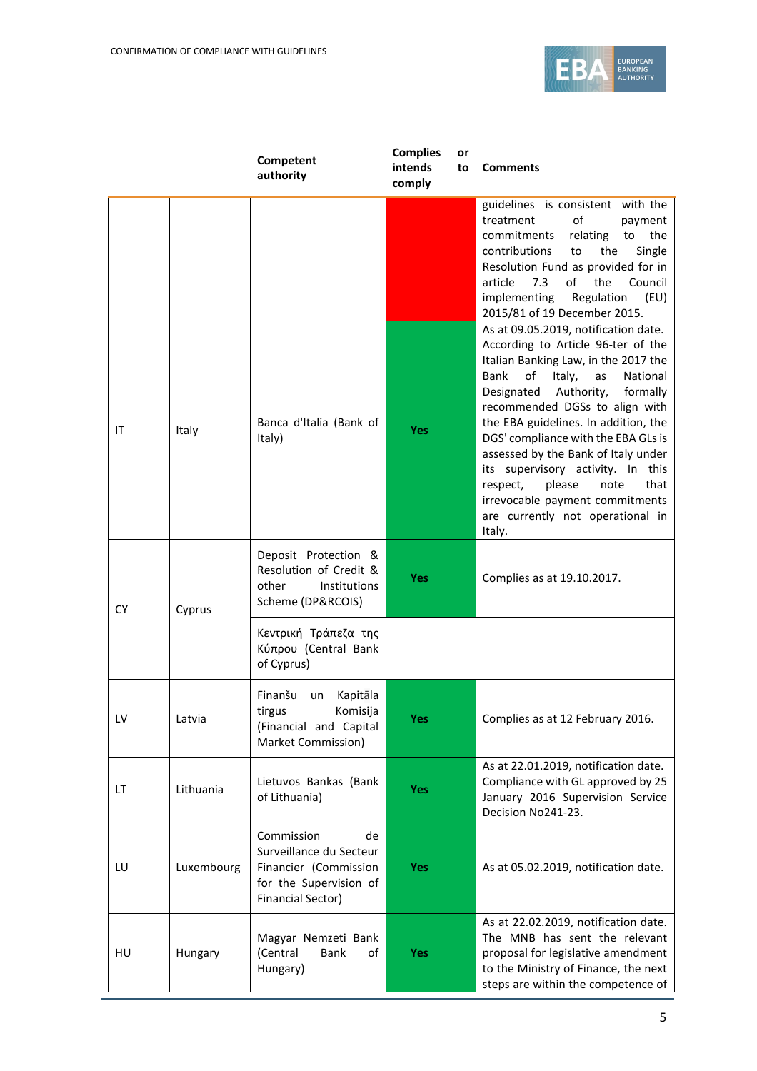| | | Competent authority | Complies or intends to comply | Comments |
|---|---|---|---|---|
| | | | | guidelines is consistent with the treatment of payment commitments relating to the Single contributions to the Single Resolution Fund as provided for in article 7.3 of the Council implementing Regulation (EU) 2015/81 of 19 December 2015. |
| IT | Italy | Banca d'Italia (Bank of Italy) | Yes | As at 09.05.2019, notification date. According to Article 96-ter of the Italian Banking Law, in the 2017 the Bank of Italy, as National Designated Authority, formally recommended DGSs to align with the EBA guidelines. In addition, the DGS' compliance with the EBA GLs is assessed by the Bank of Italy under its supervisory activity. In this respect, please note that irrevocable payment commitments are currently not operational in Italy. |
| CY | Cyprus | Deposit Protection & Resolution of Credit & other Institutions Scheme (DP&RCOIS) | Yes | Complies as at 19.10.2017. |
| | | Κεντρική Τράπεζα της Κύπρου (Central Bank of Cyprus) | | |
| LV | Latvia | Finanšu un Kapitāla tirgus Komisija (Financial and Capital Market Commission) | Yes | Complies as at 12 February 2016. |
| LT | Lithuania | Lietuvos Bankas (Bank of Lithuania) | Yes | As at 22.01.2019, notification date. Compliance with GL approved by 25 January 2016 Supervision Service Decision No241-23. |
| LU | Luxembourg | Commission de Surveillance du Secteur Financier (Commission for the Supervision of Financial Sector) | Yes | As at 05.02.2019, notification date. |
| HU | Hungary | Magyar Nemzeti Bank (Central Bank of Hungary) | Yes | As at 22.02.2019, notification date. The MNB has sent the relevant proposal for legislative amendment to the Ministry of Finance, the next steps are within the competence of |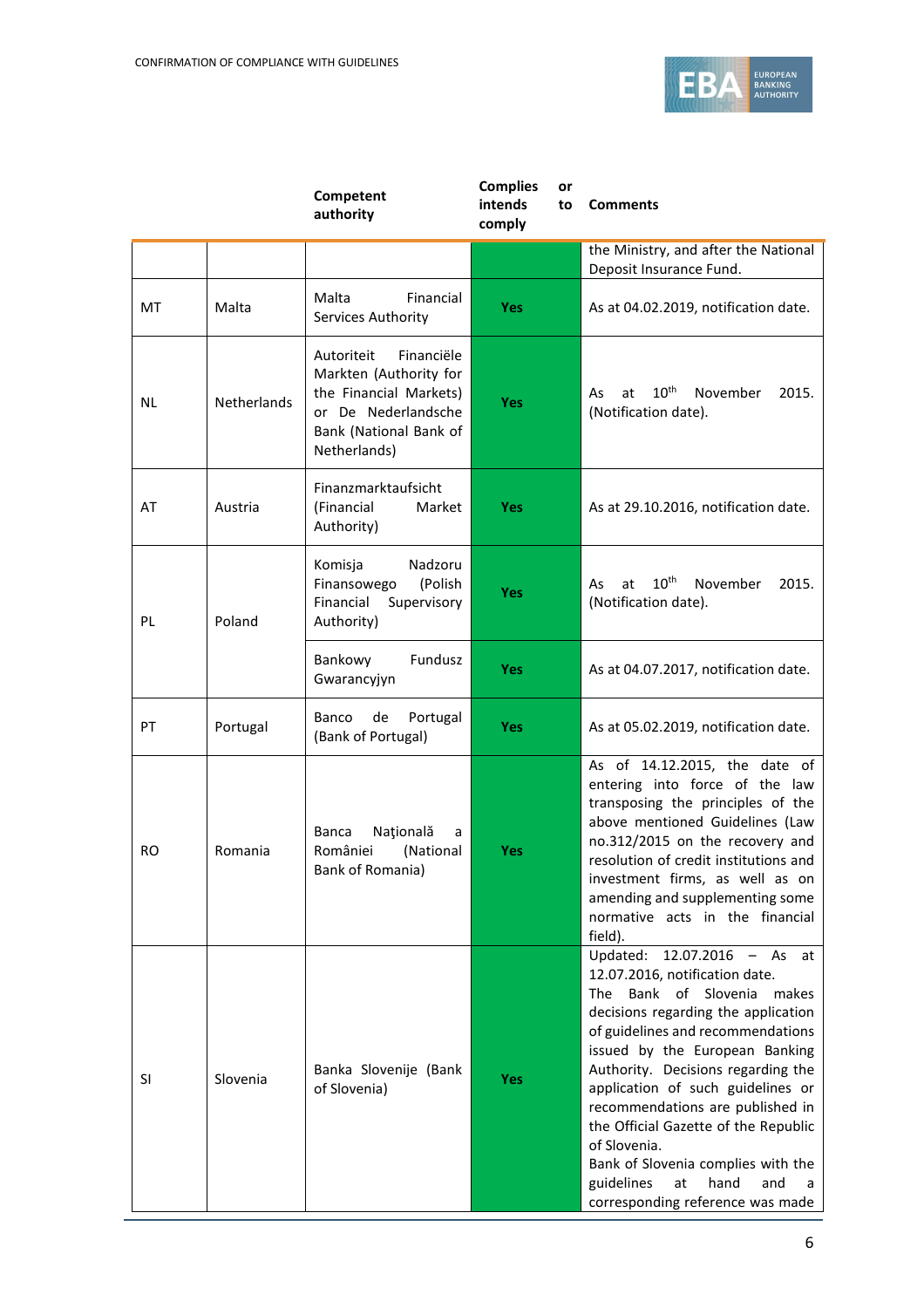| | | Competent authority | Complies or intends to comply | Comments |
|---|---|---|---|---|
| | | | | the Ministry, and after the National Deposit Insurance Fund. |
| MT | Malta | Malta Financial Services Authority | Yes | As at 04.02.2019, notification date. |
| NL | Netherlands | Autoriteit Financiële Markten (Authority for the Financial Markets) or De Nederlandsche Bank (National Bank of Netherlands) | Yes | As at 10th November 2015. (Notification date). |
| AT | Austria | Finanzmarktaufsicht (Financial Market Authority) | Yes | As at 29.10.2016, notification date. |
| PL | Poland | Komisja Nadzoru Finansowego (Polish Financial Supervisory Authority) | Yes | As at 10th November 2015. (Notification date). |
| | | Bankowy Fundusz Gwarancyjyn | Yes | As at 04.07.2017, notification date. |
| PT | Portugal | Banco de Portugal (Bank of Portugal) | Yes | As at 05.02.2019, notification date. |
| RO | Romania | Banca Naţională a României (National Bank of Romania) | Yes | As of 14.12.2015, the date of entering into force of the law transposing the principles of the above mentioned Guidelines (Law no.312/2015 on the recovery and resolution of credit institutions and investment firms, as well as on amending and supplementing some normative acts in the financial field). |
| SI | Slovenia | Banka Slovenije (Bank of Slovenia) | Yes | Updated: 12.07.2016 – As at 12.07.2016, notification date. The Bank of Slovenia makes decisions regarding the application of guidelines and recommendations issued by the European Banking Authority. Decisions regarding the application of such guidelines or recommendations are published in the Official Gazette of the Republic of Slovenia. Bank of Slovenia complies with the guidelines at hand and a corresponding reference was made |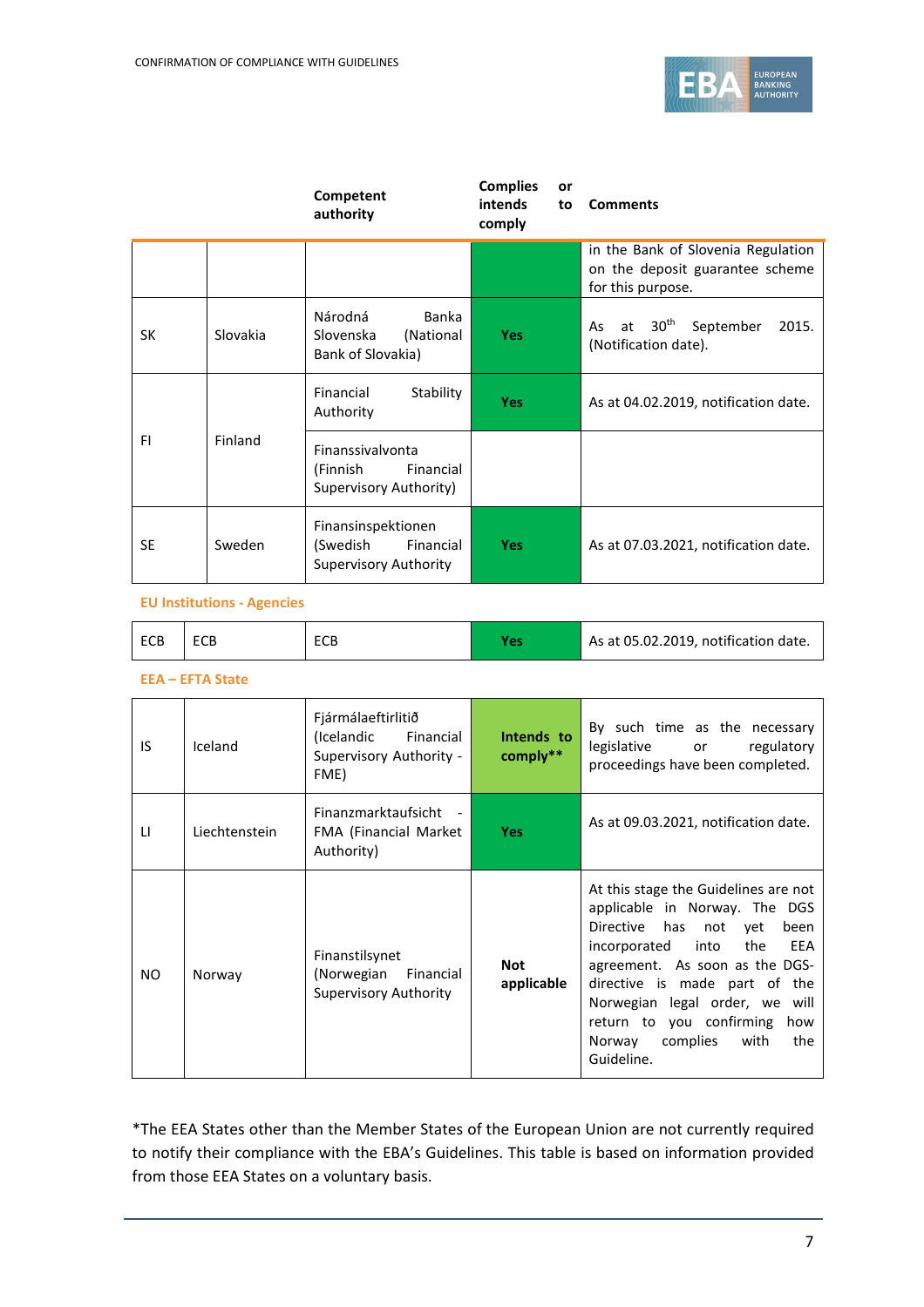| | | Competent authority | Complies or intends to comply | Comments |
|---|---|---|---|---|
| | | | | in the Bank of Slovenia Regulation on the deposit guarantee scheme for this purpose. |
| SK | Slovakia | Národná Banka Slovenska (National Bank of Slovakia) | Yes | As at 30th September 2015. (Notification date). |
| FI | Finland | Financial Stability Authority | Yes | As at 04.02.2019, notification date. |
| | | Finanssivalvonta (Finnish Financial Supervisory Authority) | | |
| SE | Sweden | Finansinspektionen (Swedish Financial Supervisory Authority | Yes | As at 07.03.2021, notification date. |

**EU Institutions - Agencies**

| | | | | |
|---|---|---|---|---|
| ECB | ECB | ECB | Yes | As at 05.02.2019, notification date. |

**EEA – EFTA State**

| | | | | |
|---|---|---|---|---|
| IS | Iceland | Fjármálaeftirlitið (Icelandic Financial Supervisory Authority - FME) | Intends to comply** | By such time as the necessary legislative or regulatory proceedings have been completed. |
| LI | Liechtenstein | Finanzmarktaufsicht - FMA (Financial Market Authority) | Yes | As at 09.03.2021, notification date. |
| NO | Norway | Finanstilsynet (Norwegian Financial Supervisory Authority | Not applicable | At this stage the Guidelines are not applicable in Norway. The DGS Directive has not yet been incorporated into the EEA agreement. As soon as the DGS-directive is made part of the Norwegian legal order, we will return to you confirming how Norway complies with the Guideline. |

*The EEA States other than the Member States of the European Union are not currently required to notify their compliance with the EBA's Guidelines. This table is based on information provided from those EEA States on a voluntary basis.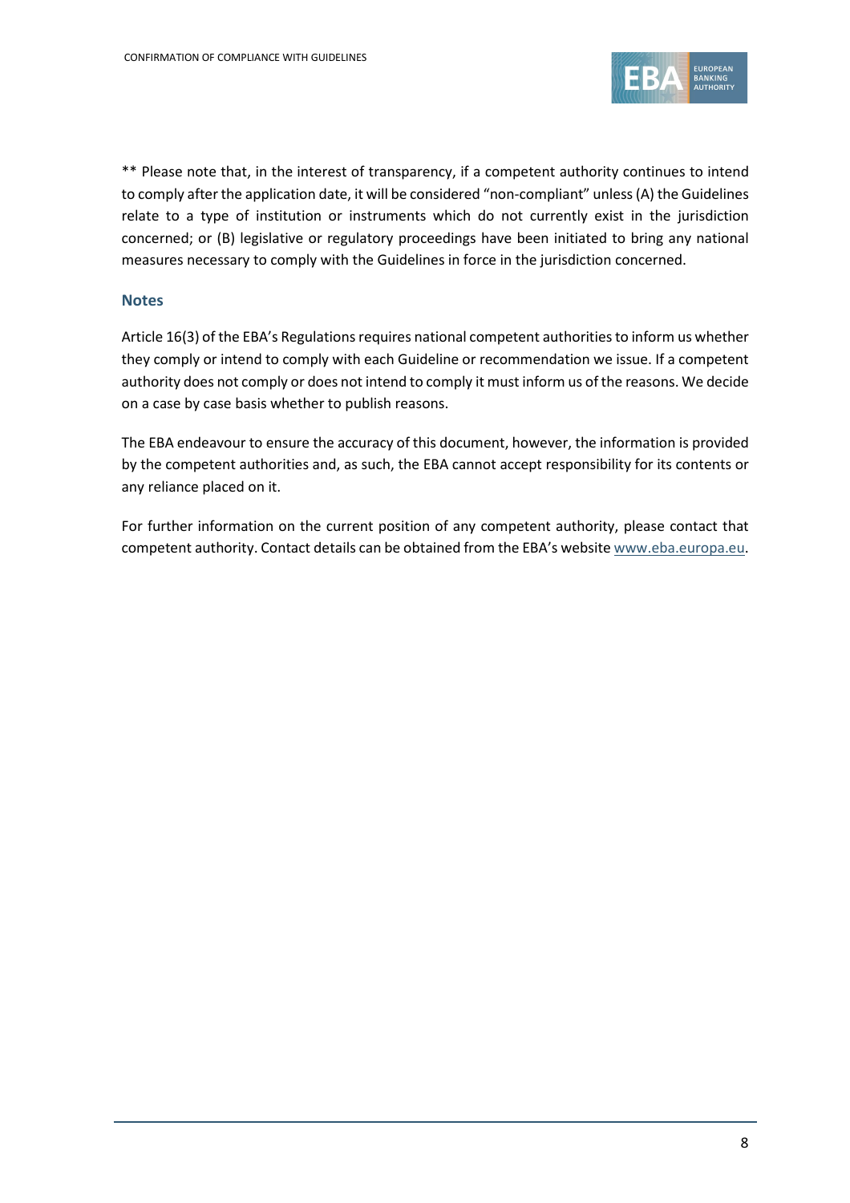** Please note that, in the interest of transparency, if a competent authority continues to intend to comply after the application date, it will be considered "non-compliant" unless (A) the Guidelines relate to a type of institution or instruments which do not currently exist in the jurisdiction concerned; or (B) legislative or regulatory proceedings have been initiated to bring any national measures necessary to comply with the Guidelines in force in the jurisdiction concerned.

### Notes

Article 16(3) of the EBA's Regulations requires national competent authorities to inform us whether they comply or intend to comply with each Guideline or recommendation we issue. If a competent authority does not comply or does not intend to comply it must inform us of the reasons. We decide on a case by case basis whether to publish reasons.

The EBA endeavour to ensure the accuracy of this document, however, the information is provided by the competent authorities and, as such, the EBA cannot accept responsibility for its contents or any reliance placed on it.

For further information on the current position of any competent authority, please contact that competent authority. Contact details can be obtained from the EBA's website [www.eba.europa.eu](http://www.eba.europa.eu).